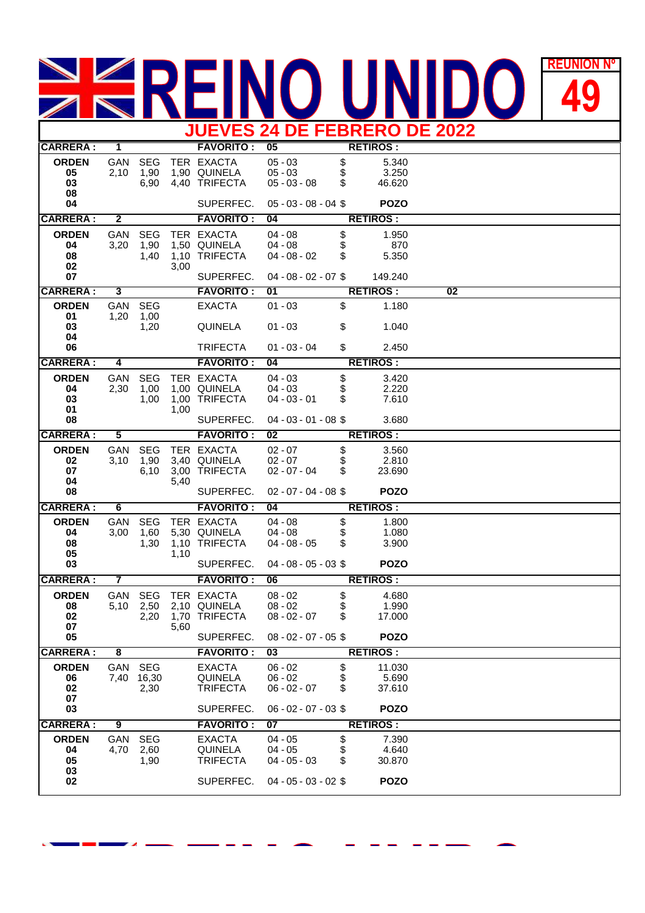# REINO UNIDO

**REUNION Nº 49**

## JUEVES 24 DE FEBRERO DE 2022

| CARRERA : | 1 | | | FAVORITO : | 05 | | RETIROS : |
|---|---|---|---|---|---|---|---|
| **ORDEN** | GAN | SEG | TER | EXACTA | 05 - 03 | $ | 5.340 |
| **05** | 2,10 | 1,90 | 1,90 | QUINELA | 05 - 03 | $ | 3.250 |
| **03** | | 6,90 | 4,40 | TRIFECTA | 05 - 03 - 08 | $ | 46.620 |
| **08** | | | | | | | |
| **04** | | | | SUPERFEC. | 05 - 03 - 08 - 04 | $ | **POZO** |

| CARRERA : | 2 | | | FAVORITO : | 04 | | RETIROS : |
|---|---|---|---|---|---|---|---|
| **ORDEN** | GAN | SEG | TER | EXACTA | 04 - 08 | $ | 1.950 |
| **04** | 3,20 | 1,90 | 1,50 | QUINELA | 04 - 08 | $ | 870 |
| **08** | | 1,40 | 1,10 | TRIFECTA | 04 - 08 - 02 | $ | 5.350 |
| **02** | | | 3,00 | | | | |
| **07** | | | | SUPERFEC. | 04 - 08 - 02 - 07 | $ | 149.240 |

| CARRERA : | 3 | | FAVORITO : | 01 | | RETIROS : | 02 |
|---|---|---|---|---|---|---|---|
| **ORDEN** | GAN | SEG | EXACTA | 01 - 03 | $ | 1.180 | |
| **01** | 1,20 | 1,00 | | | | | |
| **03** | | 1,20 | QUINELA | 01 - 03 | $ | 1.040 | |
| **04** | | | | | | | |
| **06** | | | TRIFECTA | 01 - 03 - 04 | $ | 2.450 | |

| CARRERA : | 4 | | | FAVORITO : | 04 | | RETIROS : |
|---|---|---|---|---|---|---|---|
| **ORDEN** | GAN | SEG | TER | EXACTA | 04 - 03 | $ | 3.420 |
| **04** | 2,30 | 1,00 | 1,00 | QUINELA | 04 - 03 | $ | 2.220 |
| **03** | | 1,00 | 1,00 | TRIFECTA | 04 - 03 - 01 | $ | 7.610 |
| **01** | | | 1,00 | | | | |
| **08** | | | | SUPERFEC. | 04 - 03 - 01 - 08 | $ | 3.680 |

| CARRERA : | 5 | | | FAVORITO : | 02 | | RETIROS : |
|---|---|---|---|---|---|---|---|
| **ORDEN** | GAN | SEG | TER | EXACTA | 02 - 07 | $ | 3.560 |
| **02** | 3,10 | 1,90 | 3,40 | QUINELA | 02 - 07 | $ | 2.810 |
| **07** | | 6,10 | 3,00 | TRIFECTA | 02 - 07 - 04 | $ | 23.690 |
| **04** | | | 5,40 | | | | |
| **08** | | | | SUPERFEC. | 02 - 07 - 04 - 08 | $ | **POZO** |

| CARRERA : | 6 | | | FAVORITO : | 04 | | RETIROS : |
|---|---|---|---|---|---|---|---|
| **ORDEN** | GAN | SEG | TER | EXACTA | 04 - 08 | $ | 1.800 |
| **04** | 3,00 | 1,60 | 5,30 | QUINELA | 04 - 08 | $ | 1.080 |
| **08** | | 1,30 | 1,10 | TRIFECTA | 04 - 08 - 05 | $ | 3.900 |
| **05** | | | 1,10 | | | | |
| **03** | | | | SUPERFEC. | 04 - 08 - 05 - 03 | $ | **POZO** |

| CARRERA : | 7 | | | FAVORITO : | 06 | | RETIROS : |
|---|---|---|---|---|---|---|---|
| **ORDEN** | GAN | SEG | TER | EXACTA | 08 - 02 | $ | 4.680 |
| **08** | 5,10 | 2,50 | 2,10 | QUINELA | 08 - 02 | $ | 1.990 |
| **02** | | 2,20 | 1,70 | TRIFECTA | 08 - 02 - 07 | $ | 17.000 |
| **07** | | | 5,60 | | | | |
| **05** | | | | SUPERFEC. | 08 - 02 - 07 - 05 | $ | **POZO** |

| CARRERA : | 8 | | FAVORITO : | 03 | | RETIROS : |
|---|---|---|---|---|---|---|
| **ORDEN** | GAN | SEG | EXACTA | 06 - 02 | $ | 11.030 |
| **06** | 7,40 | 16,30 | QUINELA | 06 - 02 | $ | 5.690 |
| **02** | | 2,30 | TRIFECTA | 06 - 02 - 07 | $ | 37.610 |
| **07** | | | | | | |
| **03** | | | SUPERFEC. | 06 - 02 - 07 - 03 | $ | **POZO** |

| CARRERA : | 9 | | FAVORITO : | 07 | | RETIROS : |
|---|---|---|---|---|---|---|
| **ORDEN** | GAN | SEG | EXACTA | 04 - 05 | $ | 7.390 |
| **04** | 4,70 | 2,60 | QUINELA | 04 - 05 | $ | 4.640 |
| **05** | | 1,90 | TRIFECTA | 04 - 05 - 03 | $ | 30.870 |
| **03** | | | | | | |
| **02** | | | SUPERFEC. | 04 - 05 - 03 - 02 | $ | **POZO** |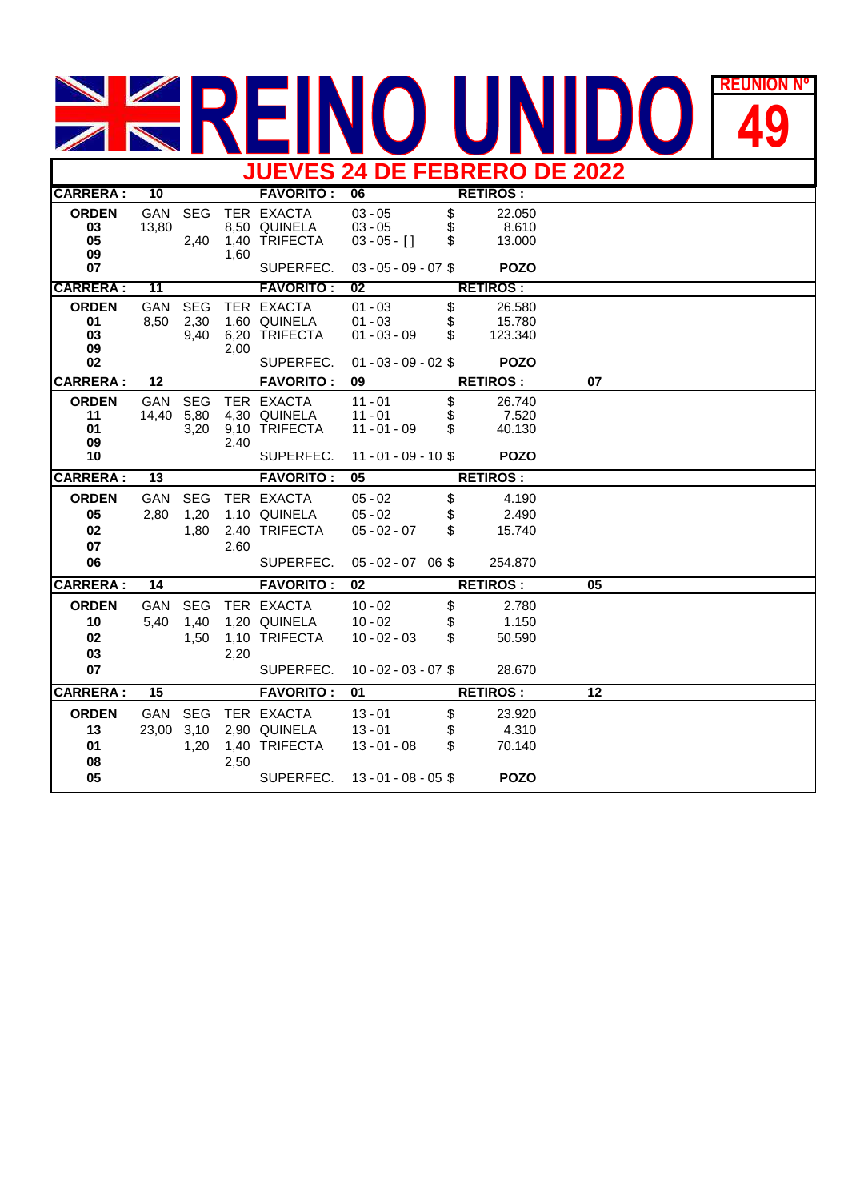# REINO UNIDO

**REUNION Nº 49**

## JUEVES 24 DE FEBRERO DE 2022

| CARRERA : | 10 | | | FAVORITO : | 06 | | RETIROS : | |
|---|---|---|---|---|---|---|---|---|
| **ORDEN** | GAN | SEG | TER | EXACTA | 03 - 05 | $ | 22.050 | |
| **03** | 13,80 | | 8,50 | QUINELA | 03 - 05 | $ | 8.610 | |
| **05** | | 2,40 | 1,40 | TRIFECTA | 03 - 05 - [ ] | $ | 13.000 | |
| **09** | | | 1,60 | | | | | |
| **07** | | | | SUPERFEC. | 03 - 05 - 09 - 07 | $ | **POZO** | |
| **CARRERA :** | 11 | | | **FAVORITO :** | 02 | | **RETIROS :** | |
| **ORDEN** | GAN | SEG | TER | EXACTA | 01 - 03 | $ | 26.580 | |
| **01** | 8,50 | 2,30 | 1,60 | QUINELA | 01 - 03 | $ | 15.780 | |
| **03** | | 9,40 | 6,20 | TRIFECTA | 01 - 03 - 09 | $ | 123.340 | |
| **09** | | | 2,00 | | | | | |
| **02** | | | | SUPERFEC. | 01 - 03 - 09 - 02 | $ | **POZO** | |
| **CARRERA :** | 12 | | | **FAVORITO :** | 09 | | **RETIROS :** | 07 |
| **ORDEN** | GAN | SEG | TER | EXACTA | 11 - 01 | $ | 26.740 | |
| **11** | 14,40 | 5,80 | 4,30 | QUINELA | 11 - 01 | $ | 7.520 | |
| **01** | | 3,20 | 9,10 | TRIFECTA | 11 - 01 - 09 | $ | 40.130 | |
| **09** | | | 2,40 | | | | | |
| **10** | | | | SUPERFEC. | 11 - 01 - 09 - 10 | $ | **POZO** | |
| **CARRERA :** | 13 | | | **FAVORITO :** | 05 | | **RETIROS :** | |
| **ORDEN** | GAN | SEG | TER | EXACTA | 05 - 02 | $ | 4.190 | |
| **05** | 2,80 | 1,20 | 1,10 | QUINELA | 05 - 02 | $ | 2.490 | |
| **02** | | 1,80 | 2,40 | TRIFECTA | 05 - 02 - 07 | $ | 15.740 | |
| **07** | | | 2,60 | | | | | |
| **06** | | | | SUPERFEC. | 05 - 02 - 07 06 | $ | 254.870 | |
| **CARRERA :** | 14 | | | **FAVORITO :** | 02 | | **RETIROS :** | 05 |
| **ORDEN** | GAN | SEG | TER | EXACTA | 10 - 02 | $ | 2.780 | |
| **10** | 5,40 | 1,40 | 1,20 | QUINELA | 10 - 02 | $ | 1.150 | |
| **02** | | 1,50 | 1,10 | TRIFECTA | 10 - 02 - 03 | $ | 50.590 | |
| **03** | | | 2,20 | | | | | |
| **07** | | | | SUPERFEC. | 10 - 02 - 03 - 07 | $ | 28.670 | |
| **CARRERA :** | 15 | | | **FAVORITO :** | 01 | | **RETIROS :** | 12 |
| **ORDEN** | GAN | SEG | TER | EXACTA | 13 - 01 | $ | 23.920 | |
| **13** | 23,00 | 3,10 | 2,90 | QUINELA | 13 - 01 | $ | 4.310 | |
| **01** | | 1,20 | 1,40 | TRIFECTA | 13 - 01 - 08 | $ | 70.140 | |
| **08** | | | 2,50 | | | | | |
| **05** | | | | SUPERFEC. | 13 - 01 - 08 - 05 | $ | **POZO** | |